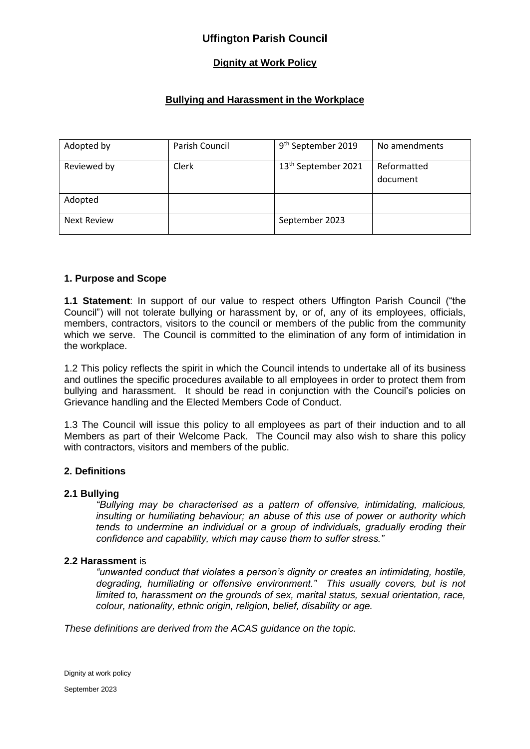# Uffington Parish Council

## Dignity at Work Policy

## Bullying and Harassment in the Workplace

| Adopted by | Parish Council | 9th September 2019 | No amendments |
|---|---|---|---|
| Reviewed by | Clerk | 13th September 2021 | Reformatted document |
| Adopted | | | |
| Next Review | | September 2023 | |

### 1. Purpose and Scope

**1.1 Statement**: In support of our value to respect others Uffington Parish Council ("the Council") will not tolerate bullying or harassment by, or of, any of its employees, officials, members, contractors, visitors to the council or members of the public from the community which we serve. The Council is committed to the elimination of any form of intimidation in the workplace.

1.2 This policy reflects the spirit in which the Council intends to undertake all of its business and outlines the specific procedures available to all employees in order to protect them from bullying and harassment. It should be read in conjunction with the Council's policies on Grievance handling and the Elected Members Code of Conduct.

1.3 The Council will issue this policy to all employees as part of their induction and to all Members as part of their Welcome Pack. The Council may also wish to share this policy with contractors, visitors and members of the public.

### 2. Definitions

**2.1 Bullying**

*"Bullying may be characterised as a pattern of offensive, intimidating, malicious, insulting or humiliating behaviour; an abuse of this use of power or authority which tends to undermine an individual or a group of individuals, gradually eroding their confidence and capability, which may cause them to suffer stress."*

**2.2 Harassment** is

*"unwanted conduct that violates a person's dignity or creates an intimidating, hostile, degrading, humiliating or offensive environment." This usually covers, but is not limited to, harassment on the grounds of sex, marital status, sexual orientation, race, colour, nationality, ethnic origin, religion, belief, disability or age.*

*These definitions are derived from the ACAS guidance on the topic.*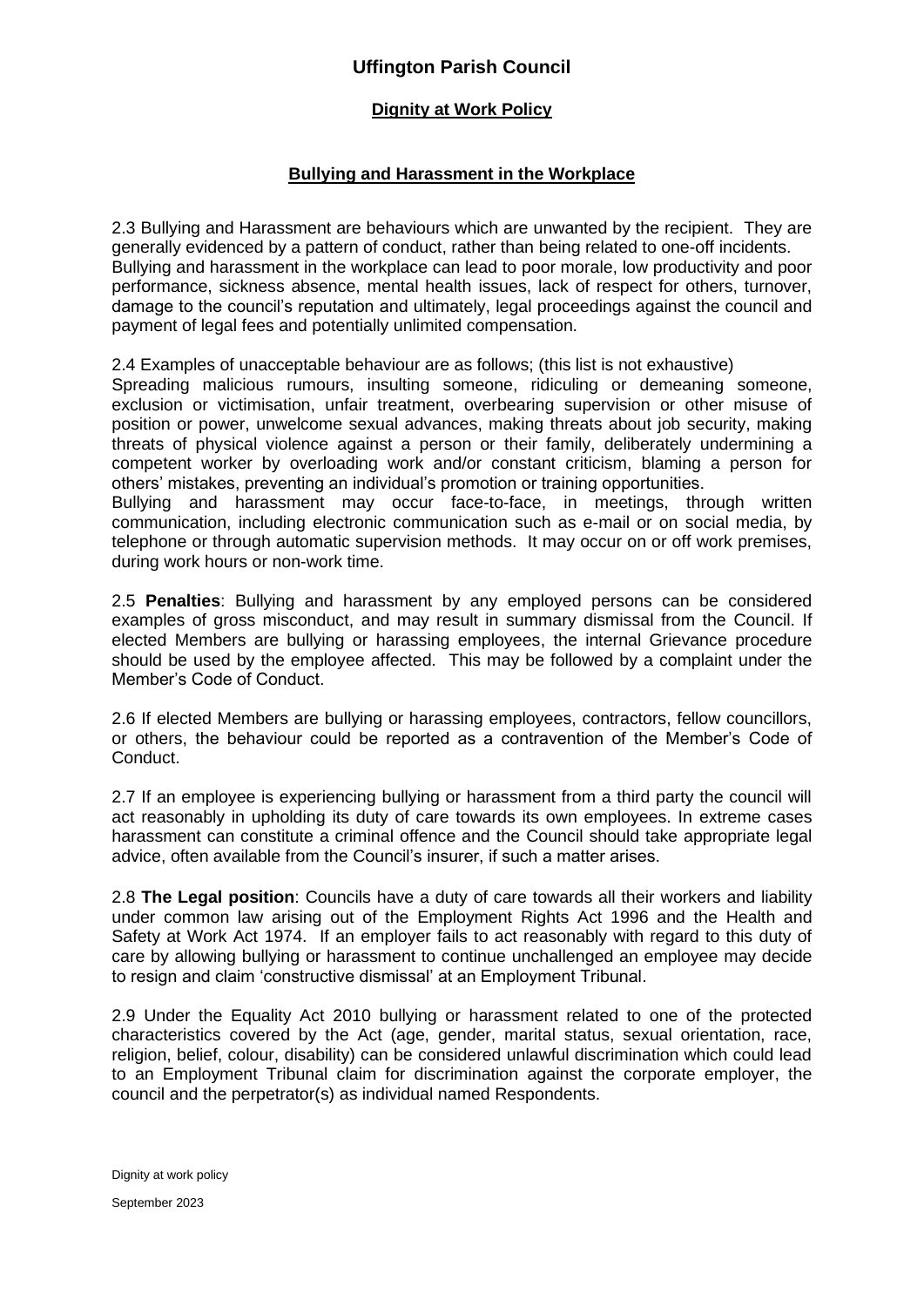# Uffington Parish Council

## Dignity at Work Policy

### Bullying and Harassment in the Workplace

2.3 Bullying and Harassment are behaviours which are unwanted by the recipient. They are generally evidenced by a pattern of conduct, rather than being related to one-off incidents.
Bullying and harassment in the workplace can lead to poor morale, low productivity and poor performance, sickness absence, mental health issues, lack of respect for others, turnover, damage to the council's reputation and ultimately, legal proceedings against the council and payment of legal fees and potentially unlimited compensation.

2.4 Examples of unacceptable behaviour are as follows; (this list is not exhaustive)
Spreading malicious rumours, insulting someone, ridiculing or demeaning someone, exclusion or victimisation, unfair treatment, overbearing supervision or other misuse of position or power, unwelcome sexual advances, making threats about job security, making threats of physical violence against a person or their family, deliberately undermining a competent worker by overloading work and/or constant criticism, blaming a person for others' mistakes, preventing an individual's promotion or training opportunities.
Bullying and harassment may occur face-to-face, in meetings, through written communication, including electronic communication such as e-mail or on social media, by telephone or through automatic supervision methods. It may occur on or off work premises, during work hours or non-work time.

2.5 **Penalties**: Bullying and harassment by any employed persons can be considered examples of gross misconduct, and may result in summary dismissal from the Council. If elected Members are bullying or harassing employees, the internal Grievance procedure should be used by the employee affected. This may be followed by a complaint under the Member's Code of Conduct.

2.6 If elected Members are bullying or harassing employees, contractors, fellow councillors, or others, the behaviour could be reported as a contravention of the Member's Code of Conduct.

2.7 If an employee is experiencing bullying or harassment from a third party the council will act reasonably in upholding its duty of care towards its own employees. In extreme cases harassment can constitute a criminal offence and the Council should take appropriate legal advice, often available from the Council's insurer, if such a matter arises.

2.8 **The Legal position**: Councils have a duty of care towards all their workers and liability under common law arising out of the Employment Rights Act 1996 and the Health and Safety at Work Act 1974. If an employer fails to act reasonably with regard to this duty of care by allowing bullying or harassment to continue unchallenged an employee may decide to resign and claim 'constructive dismissal' at an Employment Tribunal.

2.9 Under the Equality Act 2010 bullying or harassment related to one of the protected characteristics covered by the Act (age, gender, marital status, sexual orientation, race, religion, belief, colour, disability) can be considered unlawful discrimination which could lead to an Employment Tribunal claim for discrimination against the corporate employer, the council and the perpetrator(s) as individual named Respondents.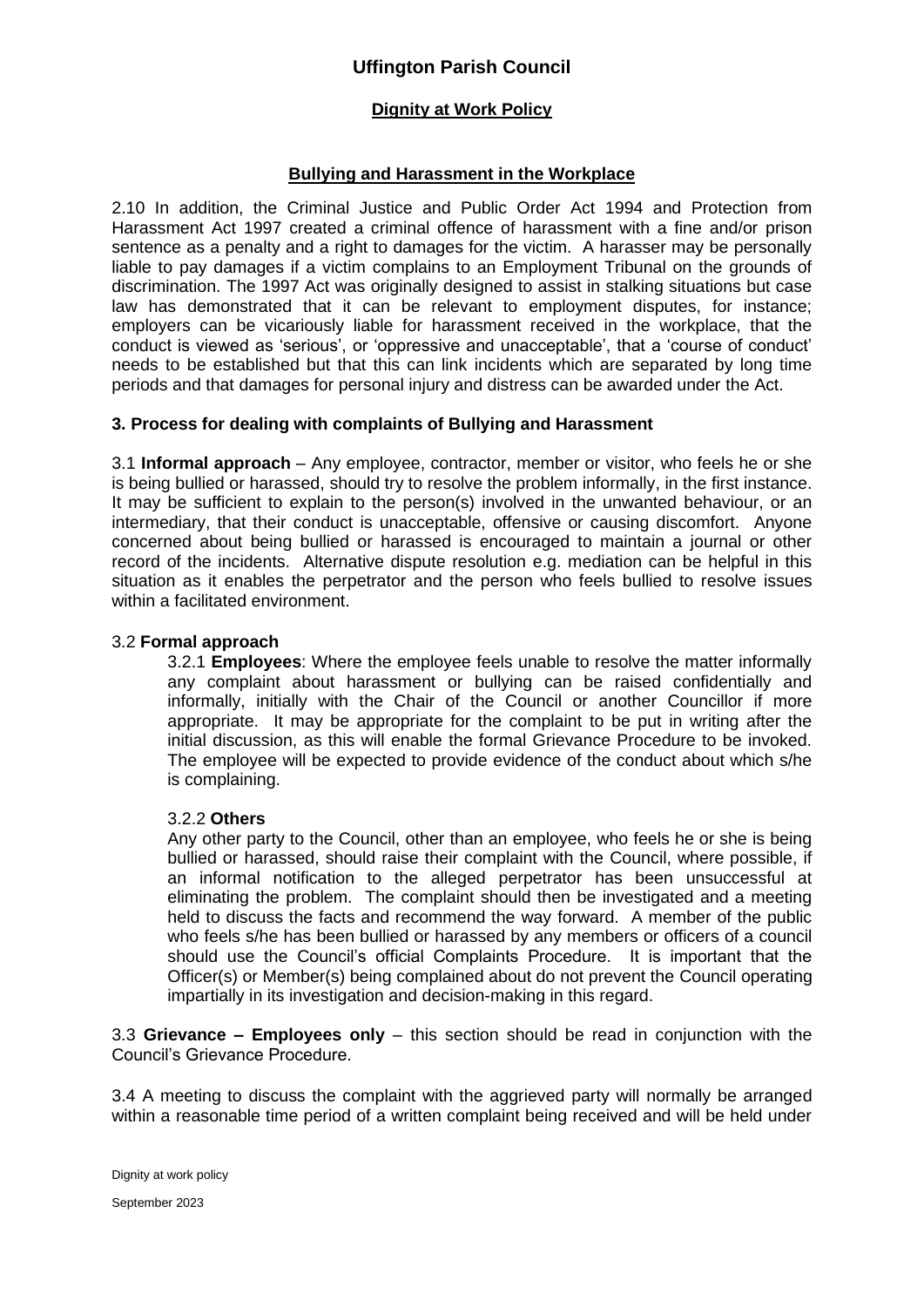## Bullying and Harassment in the Workplace

2.10 In addition, the Criminal Justice and Public Order Act 1994 and Protection from Harassment Act 1997 created a criminal offence of harassment with a fine and/or prison sentence as a penalty and a right to damages for the victim. A harasser may be personally liable to pay damages if a victim complains to an Employment Tribunal on the grounds of discrimination. The 1997 Act was originally designed to assist in stalking situations but case law has demonstrated that it can be relevant to employment disputes, for instance; employers can be vicariously liable for harassment received in the workplace, that the conduct is viewed as 'serious', or 'oppressive and unacceptable', that a 'course of conduct' needs to be established but that this can link incidents which are separated by long time periods and that damages for personal injury and distress can be awarded under the Act.

### 3. Process for dealing with complaints of Bullying and Harassment

3.1 **Informal approach** – Any employee, contractor, member or visitor, who feels he or she is being bullied or harassed, should try to resolve the problem informally, in the first instance. It may be sufficient to explain to the person(s) involved in the unwanted behaviour, or an intermediary, that their conduct is unacceptable, offensive or causing discomfort. Anyone concerned about being bullied or harassed is encouraged to maintain a journal or other record of the incidents. Alternative dispute resolution e.g. mediation can be helpful in this situation as it enables the perpetrator and the person who feels bullied to resolve issues within a facilitated environment.

3.2 **Formal approach**

3.2.1 **Employees**: Where the employee feels unable to resolve the matter informally any complaint about harassment or bullying can be raised confidentially and informally, initially with the Chair of the Council or another Councillor if more appropriate. It may be appropriate for the complaint to be put in writing after the initial discussion, as this will enable the formal Grievance Procedure to be invoked. The employee will be expected to provide evidence of the conduct about which s/he is complaining.

3.2.2 **Others**

Any other party to the Council, other than an employee, who feels he or she is being bullied or harassed, should raise their complaint with the Council, where possible, if an informal notification to the alleged perpetrator has been unsuccessful at eliminating the problem. The complaint should then be investigated and a meeting held to discuss the facts and recommend the way forward. A member of the public who feels s/he has been bullied or harassed by any members or officers of a council should use the Council's official Complaints Procedure. It is important that the Officer(s) or Member(s) being complained about do not prevent the Council operating impartially in its investigation and decision-making in this regard.

3.3 **Grievance – Employees only** – this section should be read in conjunction with the Council's Grievance Procedure.

3.4 A meeting to discuss the complaint with the aggrieved party will normally be arranged within a reasonable time period of a written complaint being received and will be held under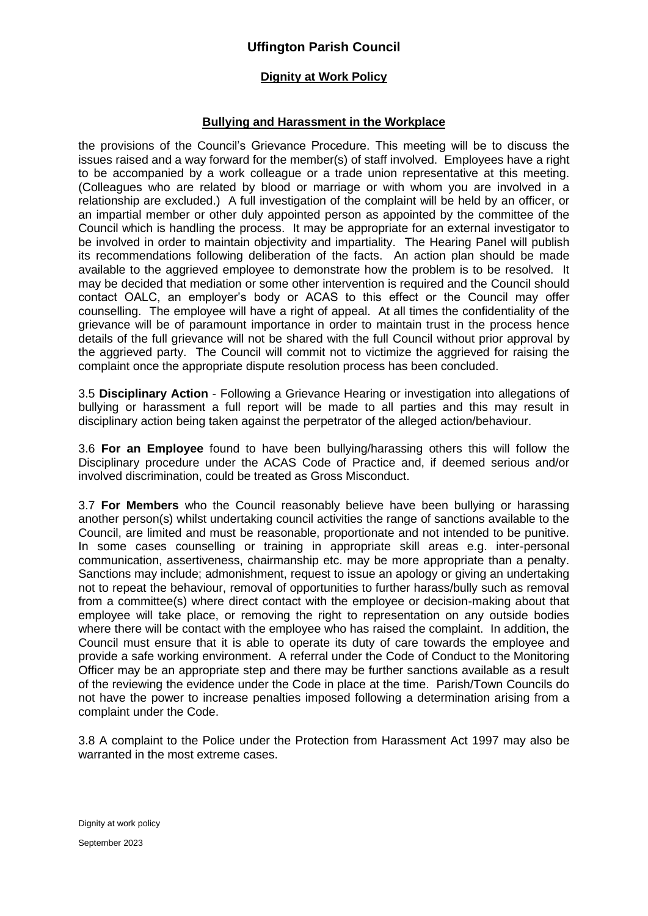the provisions of the Council's Grievance Procedure. This meeting will be to discuss the issues raised and a way forward for the member(s) of staff involved. Employees have a right to be accompanied by a work colleague or a trade union representative at this meeting. (Colleagues who are related by blood or marriage or with whom you are involved in a relationship are excluded.) A full investigation of the complaint will be held by an officer, or an impartial member or other duly appointed person as appointed by the committee of the Council which is handling the process. It may be appropriate for an external investigator to be involved in order to maintain objectivity and impartiality. The Hearing Panel will publish its recommendations following deliberation of the facts. An action plan should be made available to the aggrieved employee to demonstrate how the problem is to be resolved. It may be decided that mediation or some other intervention is required and the Council should contact OALC, an employer's body or ACAS to this effect or the Council may offer counselling. The employee will have a right of appeal. At all times the confidentiality of the grievance will be of paramount importance in order to maintain trust in the process hence details of the full grievance will not be shared with the full Council without prior approval by the aggrieved party. The Council will commit not to victimize the aggrieved for raising the complaint once the appropriate dispute resolution process has been concluded.

3.5 **Disciplinary Action** - Following a Grievance Hearing or investigation into allegations of bullying or harassment a full report will be made to all parties and this may result in disciplinary action being taken against the perpetrator of the alleged action/behaviour.

3.6 **For an Employee** found to have been bullying/harassing others this will follow the Disciplinary procedure under the ACAS Code of Practice and, if deemed serious and/or involved discrimination, could be treated as Gross Misconduct.

3.7 **For Members** who the Council reasonably believe have been bullying or harassing another person(s) whilst undertaking council activities the range of sanctions available to the Council, are limited and must be reasonable, proportionate and not intended to be punitive. In some cases counselling or training in appropriate skill areas e.g. inter-personal communication, assertiveness, chairmanship etc. may be more appropriate than a penalty. Sanctions may include; admonishment, request to issue an apology or giving an undertaking not to repeat the behaviour, removal of opportunities to further harass/bully such as removal from a committee(s) where direct contact with the employee or decision-making about that employee will take place, or removing the right to representation on any outside bodies where there will be contact with the employee who has raised the complaint. In addition, the Council must ensure that it is able to operate its duty of care towards the employee and provide a safe working environment. A referral under the Code of Conduct to the Monitoring Officer may be an appropriate step and there may be further sanctions available as a result of the reviewing the evidence under the Code in place at the time. Parish/Town Councils do not have the power to increase penalties imposed following a determination arising from a complaint under the Code.

3.8 A complaint to the Police under the Protection from Harassment Act 1997 may also be warranted in the most extreme cases.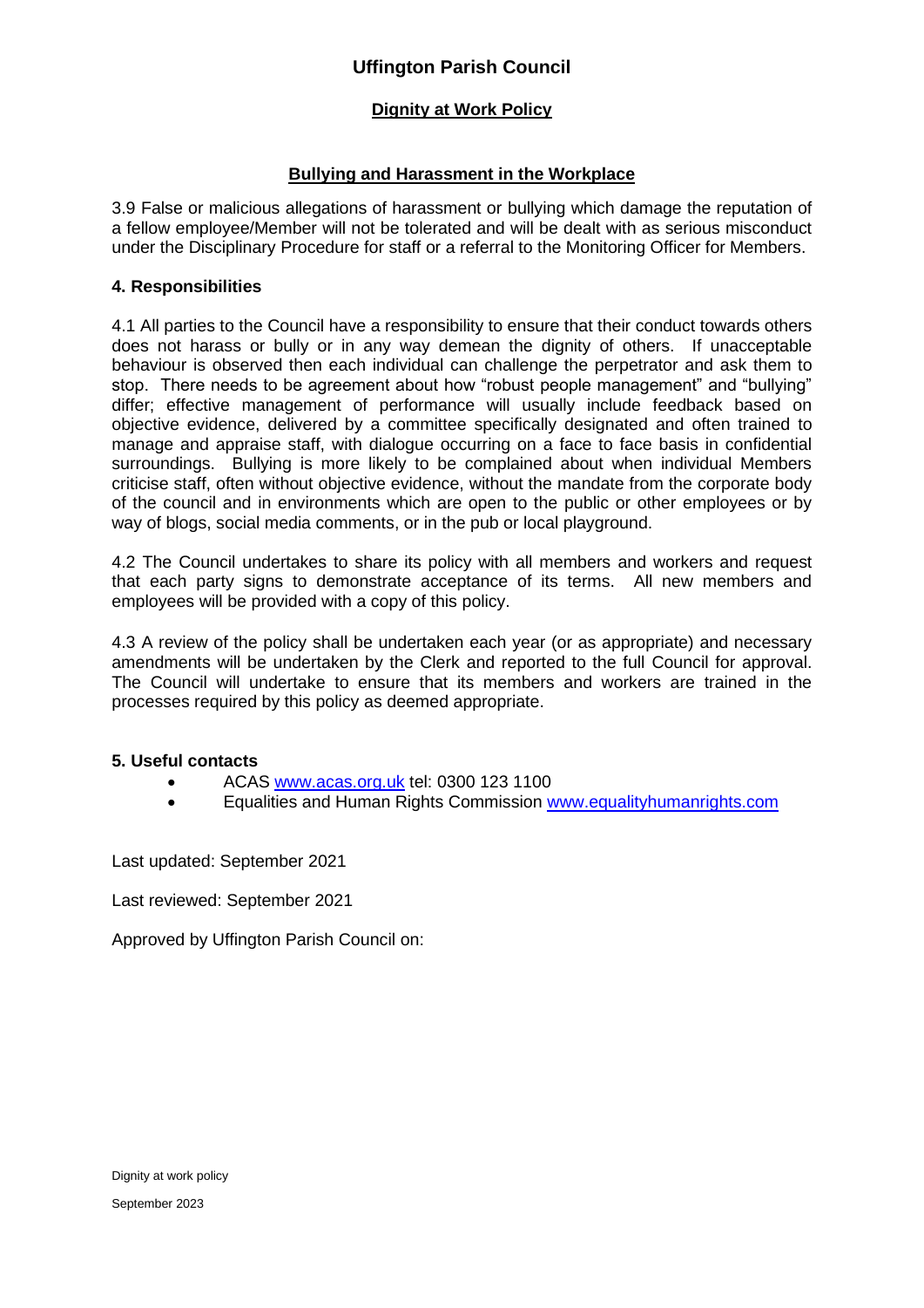## Bullying and Harassment in the Workplace

3.9 False or malicious allegations of harassment or bullying which damage the reputation of a fellow employee/Member will not be tolerated and will be dealt with as serious misconduct under the Disciplinary Procedure for staff or a referral to the Monitoring Officer for Members.

### 4. Responsibilities

4.1 All parties to the Council have a responsibility to ensure that their conduct towards others does not harass or bully or in any way demean the dignity of others. If unacceptable behaviour is observed then each individual can challenge the perpetrator and ask them to stop. There needs to be agreement about how "robust people management" and "bullying" differ; effective management of performance will usually include feedback based on objective evidence, delivered by a committee specifically designated and often trained to manage and appraise staff, with dialogue occurring on a face to face basis in confidential surroundings. Bullying is more likely to be complained about when individual Members criticise staff, often without objective evidence, without the mandate from the corporate body of the council and in environments which are open to the public or other employees or by way of blogs, social media comments, or in the pub or local playground.

4.2 The Council undertakes to share its policy with all members and workers and request that each party signs to demonstrate acceptance of its terms. All new members and employees will be provided with a copy of this policy.

4.3 A review of the policy shall be undertaken each year (or as appropriate) and necessary amendments will be undertaken by the Clerk and reported to the full Council for approval. The Council will undertake to ensure that its members and workers are trained in the processes required by this policy as deemed appropriate.

### 5. Useful contacts

- ACAS www.acas.org.uk tel: 0300 123 1100
- Equalities and Human Rights Commission www.equalityhumanrights.com

Last updated: September 2021

Last reviewed: September 2021

Approved by Uffington Parish Council on: